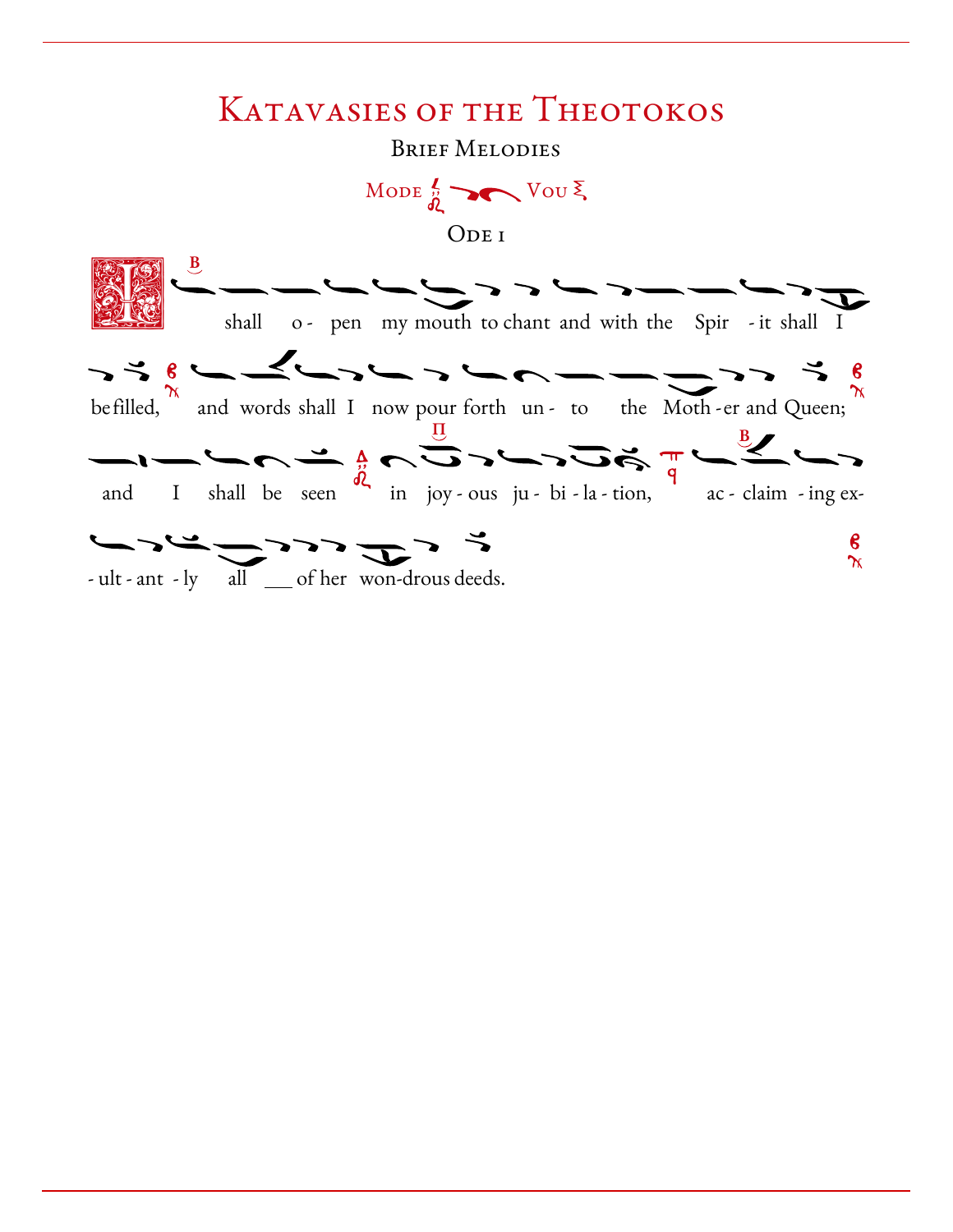# Katavasies of the Theotokos

## Brief Melodies

Mode Vou

### Ode 1

I shall o- pen my mouth to chant and with the Spir - it shall I be filled, and words shall I now pour forth un- to the Moth - er and Queen; and I shall be seen in joy - ous ju- bi - la - tion, ac - claim - ing ex- - ult - ant - ly all ___ of her won-drous deeds.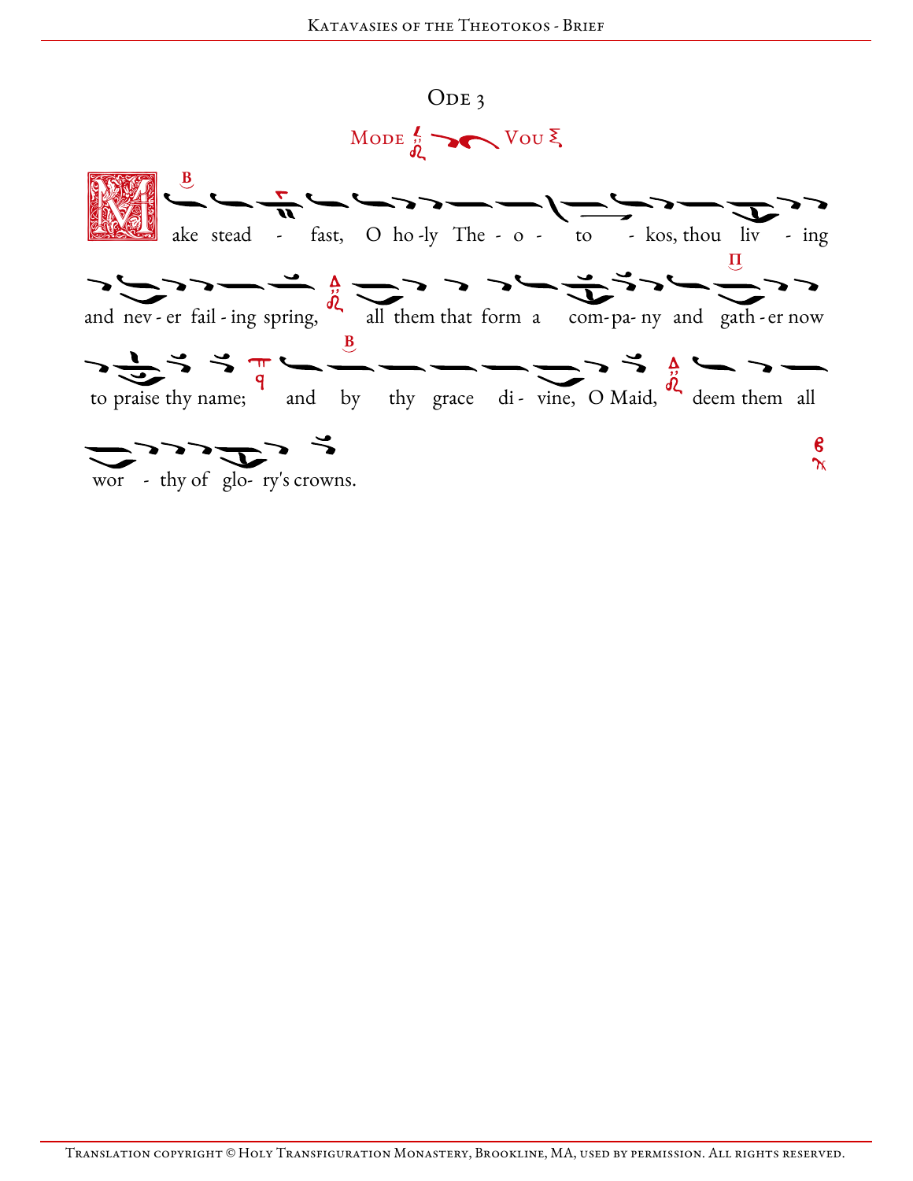## Ode 3

Mode Vou

Make stead - fast, O ho-ly The - o - to - kos, thou liv - ing and nev - er fail - ing spring, all them that form a com-pa- ny and gath - er now to praise thy name; and by thy grace di - vine, O Maid, deem them all wor - thy of glo- ry's crowns.

Translation copyright © Holy Transfiguration Monastery, Brookline, MA, used by permission. All rights reserved.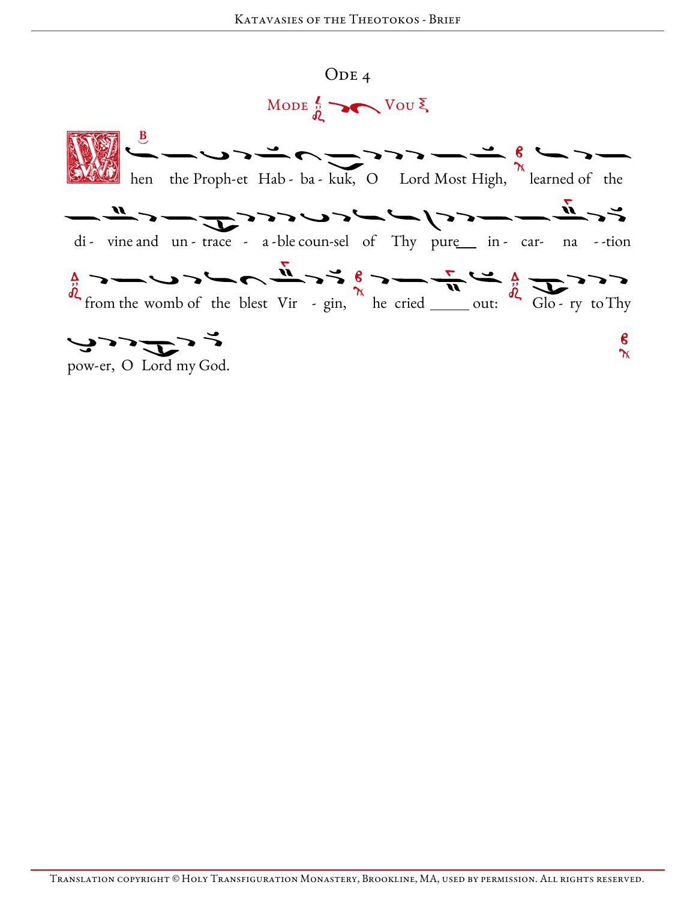## Ode 4

Mode Vou

When the Proph-et Hab - ba - kuk, O Lord Most High, learned of the di - vine and un - trace - a -ble coun-sel of Thy pure in - car- na - -tion from the womb of the blest Vir - gin, he cried out: Glo - ry to Thy pow-er, O Lord my God.

Translation copyright © Holy Transfiguration Monastery, Brookline, MA, used by permission. All rights reserved.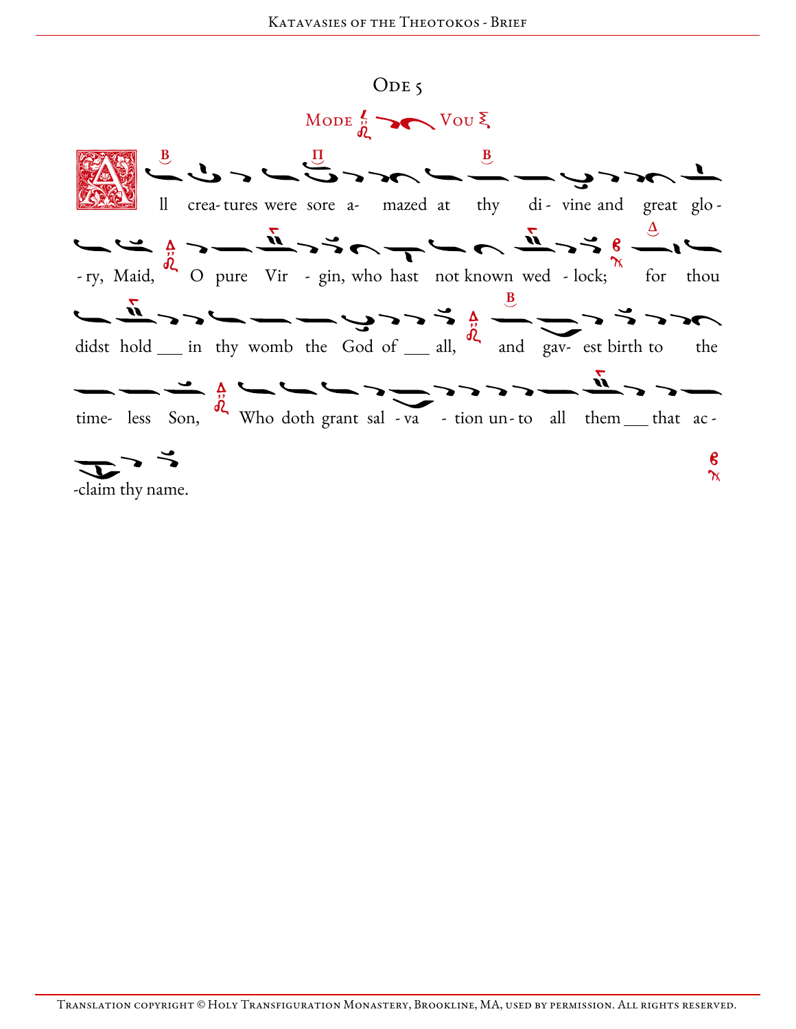# Ode 5

Mode Vou

All crea- tures were sore a- mazed at thy di - vine and great glo - ry, Maid, O pure Vir - gin, who hast not known wed - lock; for thou didst hold ___ in thy womb the God of ___ all, and gav- est birth to the time- less Son, Who doth grant sal - va - tion un- to all them ___ that ac - claim thy name.

Translation copyright © Holy Transfiguration Monastery, Brookline, MA, used by permission. All rights reserved.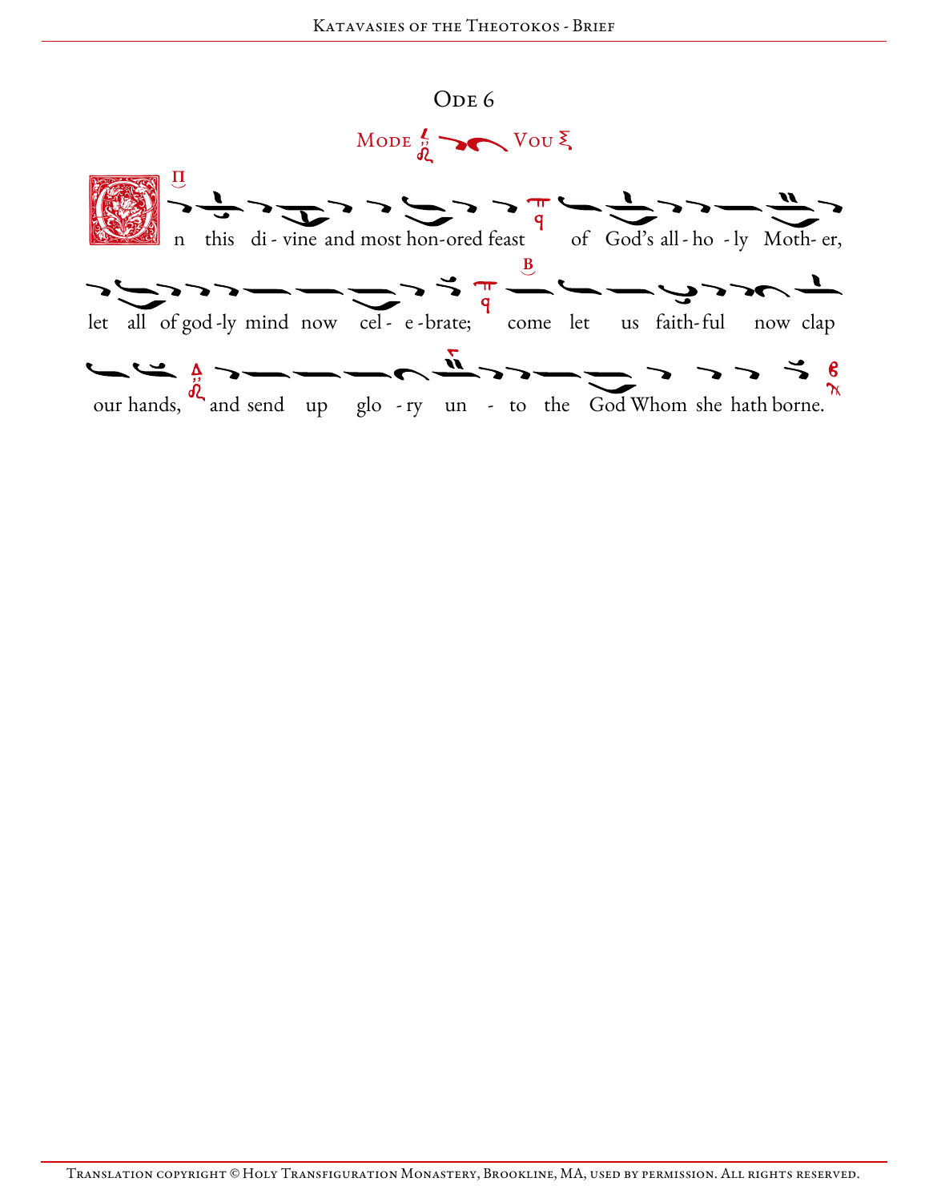# Ode 6

Mode ... Vou

On this di-vine and most hon-ored feast of God's all-ho-ly Moth-er, let all of god-ly mind now cel-e-brate; come let us faith-ful now clap our hands, and send up glo-ry un-to the God Whom she hath borne.

Translation copyright © Holy Transfiguration Monastery, Brookline, MA, used by permission. All rights reserved.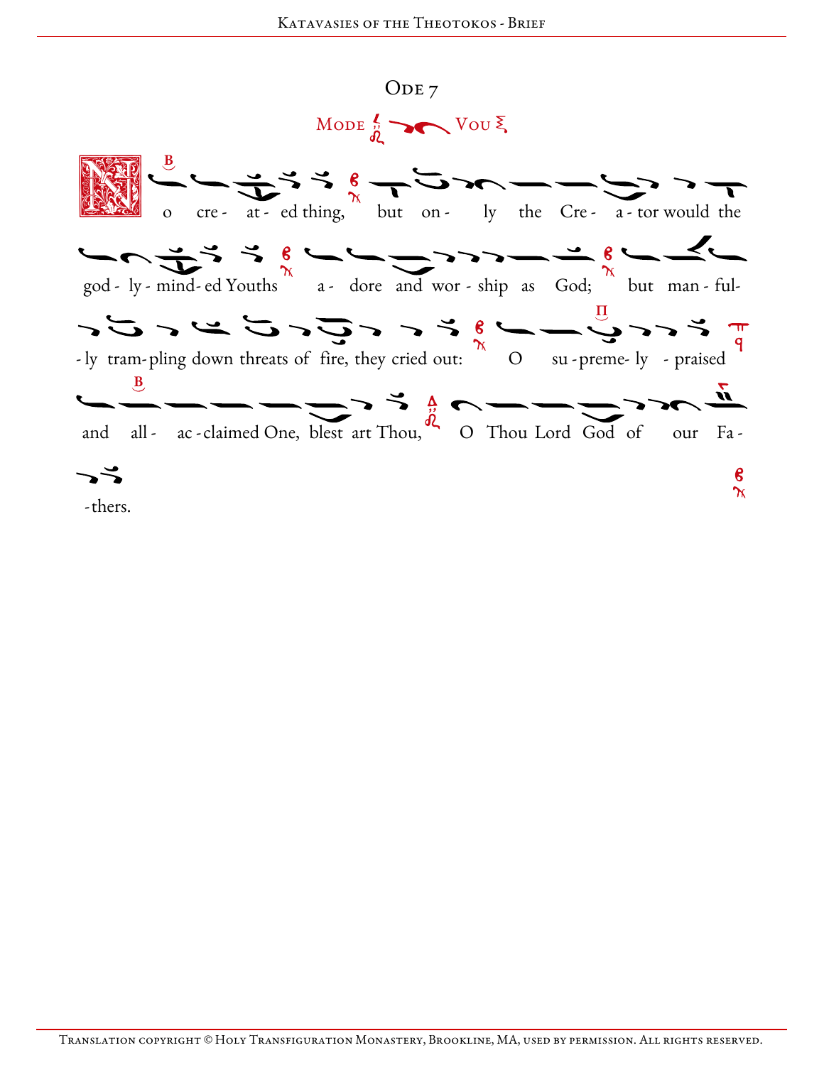## Ode 7

Mode ... Vou

No cre- at- ed thing, but on- ly the Cre- a- tor would the god- ly- mind- ed Youths a- dore and wor- ship as God; but man- ful- -ly tram- pling down threats of fire, they cried out: O su- preme- ly - praised and all- ac- claimed One, blest art Thou, O Thou Lord God of our Fa- -thers.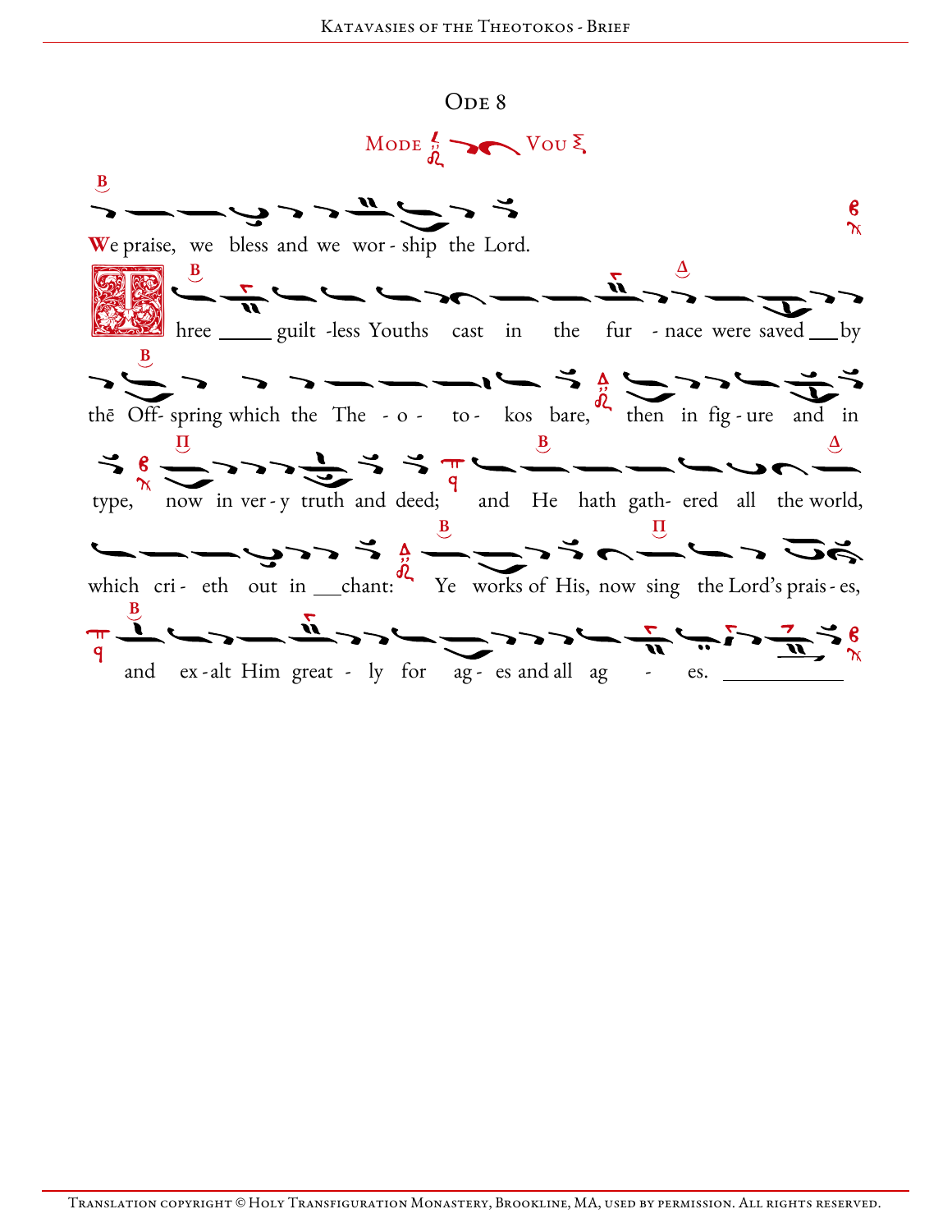# Ode 8

Mode Vou

We praise, we bless and we wor - ship the Lord.

Three guilt -less Youths cast in the fur - nace were saved by thē Off- spring which the The - o - to - kos bare, then in fig - ure and in type, now in ver - y truth and deed; and He hath gath- ered all the world, which cri - eth out in chant: Ye works of His, now sing the Lord's prais - es, and ex - alt Him great - ly for ag - es and all ag - es.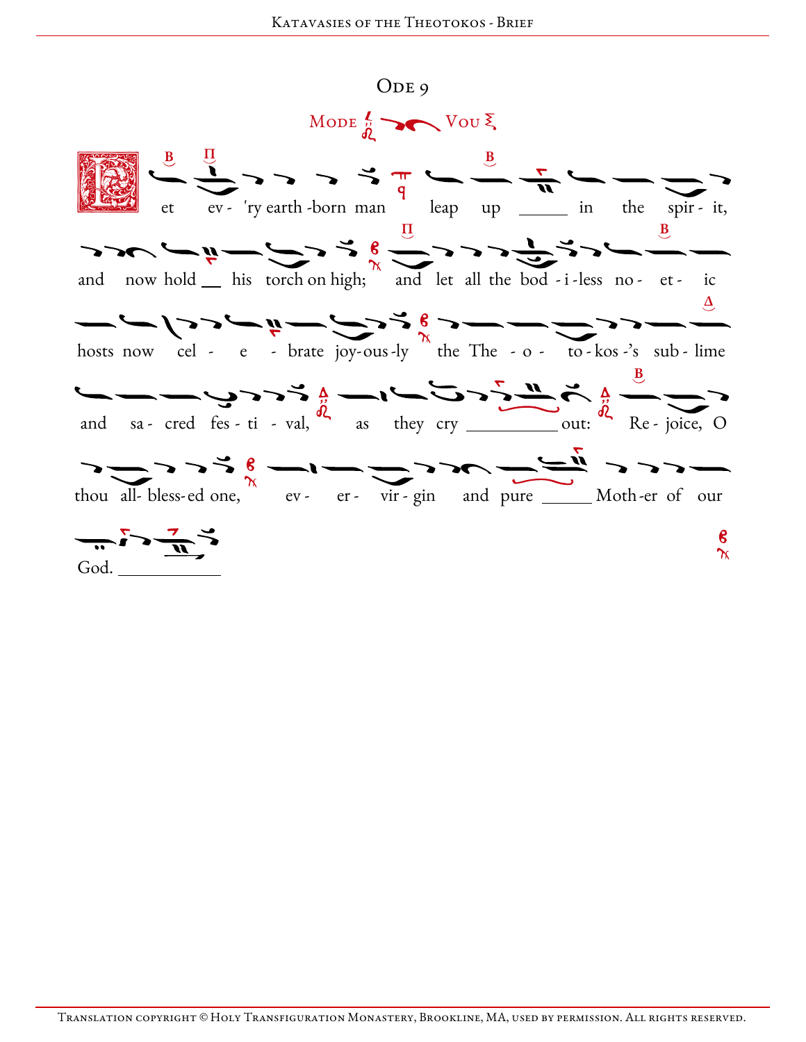# Ode 9

Mode 4 Vou

Let ev'ry earth-born man leap up in the spirit, and now hold his torch on high; and let all the bodiless noetic hosts now celebrate joyously the Theotokos's sublime and sacred festival, as they cry out: Rejoice, O thou all-blessed one, ever-virgin and pure Mother of our God.

Translation copyright © Holy Transfiguration Monastery, Brookline, MA, used by permission. All rights reserved.